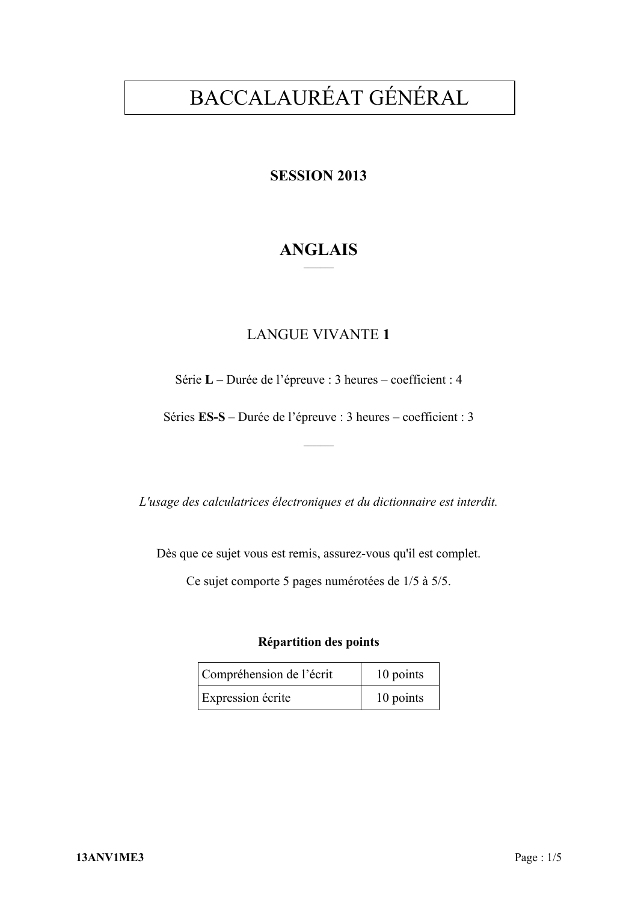# BACCALAURÉAT GÉNÉRAL

**SESSION 2013**

## ANGLAIS

LANGUE VIVANTE **1**

Série **L –** Durée de l'épreuve : 3 heures – coefficient : 4

Séries **ES-S** – Durée de l'épreuve : 3 heures – coefficient : 3

*L'usage des calculatrices électroniques et du dictionnaire est interdit.*

Dès que ce sujet vous est remis, assurez-vous qu'il est complet.

Ce sujet comporte 5 pages numérotées de 1/5 à 5/5.

**Répartition des points**

| Compréhension de l'écrit | 10 points |
| --- | --- |
| Expression écrite | 10 points |

**13ANV1ME3**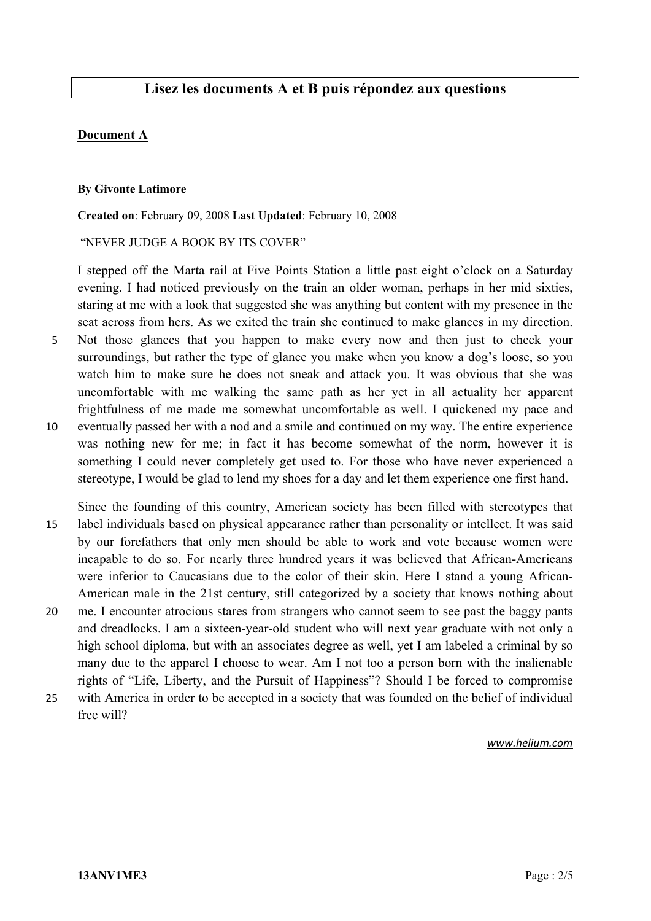## Lisez les documents A et B puis répondez aux questions

**Document A**

**By Givonte Latimore**

**Created on**: February 09, 2008 **Last Updated**: February 10, 2008

"NEVER JUDGE A BOOK BY ITS COVER"

I stepped off the Marta rail at Five Points Station a little past eight o'clock on a Saturday evening. I had noticed previously on the train an older woman, perhaps in her mid sixties, staring at me with a look that suggested she was anything but content with my presence in the seat across from hers. As we exited the train she continued to make glances in my direction. Not those glances that you happen to make every now and then just to check your surroundings, but rather the type of glance you make when you know a dog's loose, so you watch him to make sure he does not sneak and attack you. It was obvious that she was uncomfortable with me walking the same path as her yet in all actuality her apparent frightfulness of me made me somewhat uncomfortable as well. I quickened my pace and eventually passed her with a nod and a smile and continued on my way. The entire experience was nothing new for me; in fact it has become somewhat of the norm, however it is something I could never completely get used to. For those who have never experienced a stereotype, I would be glad to lend my shoes for a day and let them experience one first hand.

Since the founding of this country, American society has been filled with stereotypes that label individuals based on physical appearance rather than personality or intellect. It was said by our forefathers that only men should be able to work and vote because women were incapable to do so. For nearly three hundred years it was believed that African-Americans were inferior to Caucasians due to the color of their skin. Here I stand a young African-American male in the 21st century, still categorized by a society that knows nothing about me. I encounter atrocious stares from strangers who cannot seem to see past the baggy pants and dreadlocks. I am a sixteen-year-old student who will next year graduate with not only a high school diploma, but with an associates degree as well, yet I am labeled a criminal by so many due to the apparel I choose to wear. Am I not too a person born with the inalienable rights of "Life, Liberty, and the Pursuit of Happiness"? Should I be forced to compromise with America in order to be accepted in a society that was founded on the belief of individual free will?

*www.helium.com*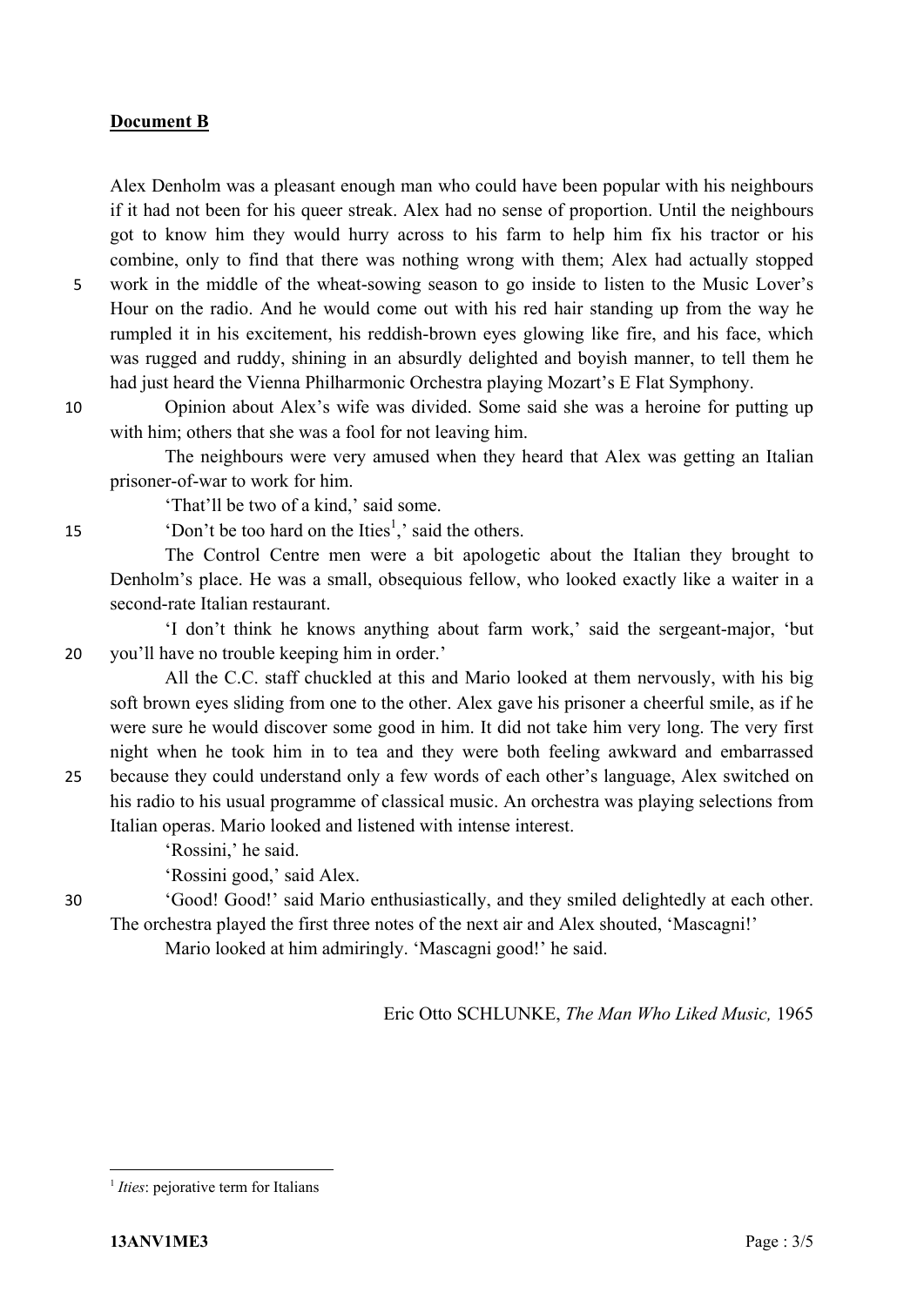## Document B

Alex Denholm was a pleasant enough man who could have been popular with his neighbours if it had not been for his queer streak. Alex had no sense of proportion. Until the neighbours got to know him they would hurry across to his farm to help him fix his tractor or his combine, only to find that there was nothing wrong with them; Alex had actually stopped work in the middle of the wheat-sowing season to go inside to listen to the Music Lover's Hour on the radio. And he would come out with his red hair standing up from the way he rumpled it in his excitement, his reddish-brown eyes glowing like fire, and his face, which was rugged and ruddy, shining in an absurdly delighted and boyish manner, to tell them he had just heard the Vienna Philharmonic Orchestra playing Mozart's E Flat Symphony.

Opinion about Alex's wife was divided. Some said she was a heroine for putting up with him; others that she was a fool for not leaving him.

The neighbours were very amused when they heard that Alex was getting an Italian prisoner-of-war to work for him.

'That'll be two of a kind,' said some.

'Don't be too hard on the Ities[1],' said the others.

The Control Centre men were a bit apologetic about the Italian they brought to Denholm's place. He was a small, obsequious fellow, who looked exactly like a waiter in a second-rate Italian restaurant.

'I don't think he knows anything about farm work,' said the sergeant-major, 'but you'll have no trouble keeping him in order.'

All the C.C. staff chuckled at this and Mario looked at them nervously, with his big soft brown eyes sliding from one to the other. Alex gave his prisoner a cheerful smile, as if he were sure he would discover some good in him. It did not take him very long. The very first night when he took him in to tea and they were both feeling awkward and embarrassed because they could understand only a few words of each other's language, Alex switched on his radio to his usual programme of classical music. An orchestra was playing selections from Italian operas. Mario looked and listened with intense interest.

'Rossini,' he said.

'Rossini good,' said Alex.

'Good! Good!' said Mario enthusiastically, and they smiled delightedly at each other. The orchestra played the first three notes of the next air and Alex shouted, 'Mascagni!'

Mario looked at him admiringly. 'Mascagni good!' he said.

Eric Otto SCHLUNKE, *The Man Who Liked Music,* 1965

[1] *Ities*: pejorative term for Italians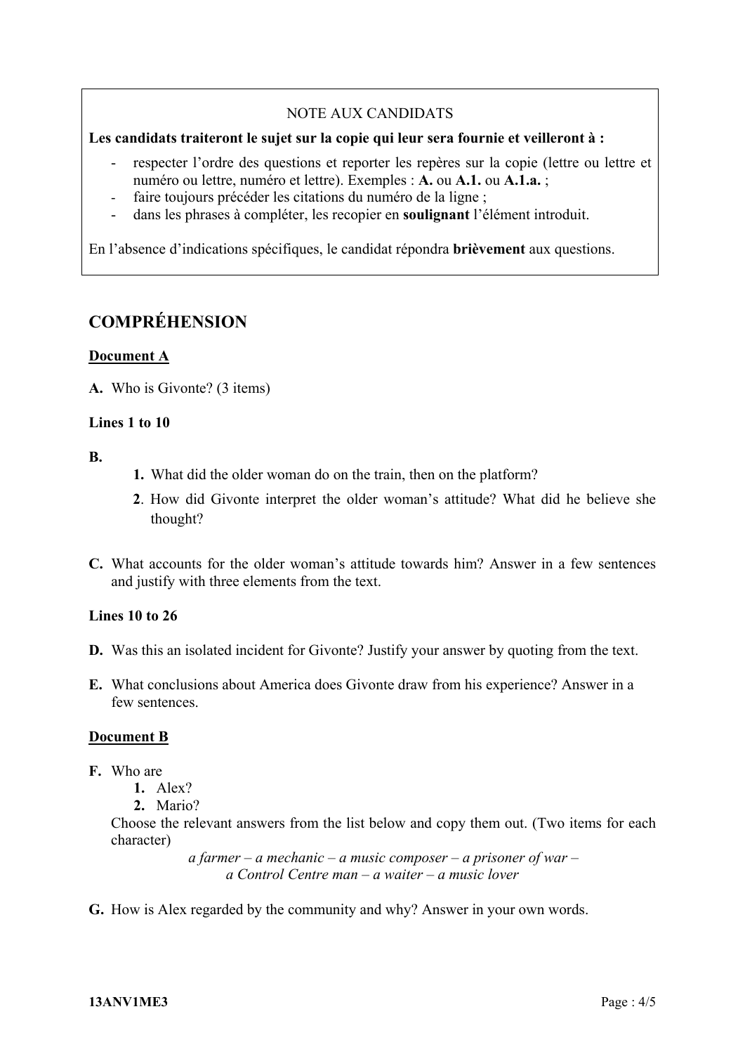NOTE AUX CANDIDATS

**Les candidats traiteront le sujet sur la copie qui leur sera fournie et veilleront à :**

- respecter l'ordre des questions et reporter les repères sur la copie (lettre ou lettre et numéro ou lettre, numéro et lettre). Exemples : **A.** ou **A.1.** ou **A.1.a.** ;
- faire toujours précéder les citations du numéro de la ligne ;
- dans les phrases à compléter, les recopier en **soulignant** l'élément introduit.

En l'absence d'indications spécifiques, le candidat répondra **brièvement** aux questions.

## COMPRÉHENSION

### Document A

**A.** Who is Givonte? (3 items)

**Lines 1 to 10**

**B.**

1. What did the older woman do on the train, then on the platform?
2. How did Givonte interpret the older woman's attitude? What did he believe she thought?

**C.** What accounts for the older woman's attitude towards him? Answer in a few sentences and justify with three elements from the text.

**Lines 10 to 26**

**D.** Was this an isolated incident for Givonte? Justify your answer by quoting from the text.

**E.** What conclusions about America does Givonte draw from his experience? Answer in a few sentences.

### Document B

**F.** Who are
1. Alex?
2. Mario?

Choose the relevant answers from the list below and copy them out. (Two items for each character)

*a farmer – a mechanic – a music composer – a prisoner of war – a Control Centre man – a waiter – a music lover*

**G.** How is Alex regarded by the community and why? Answer in your own words.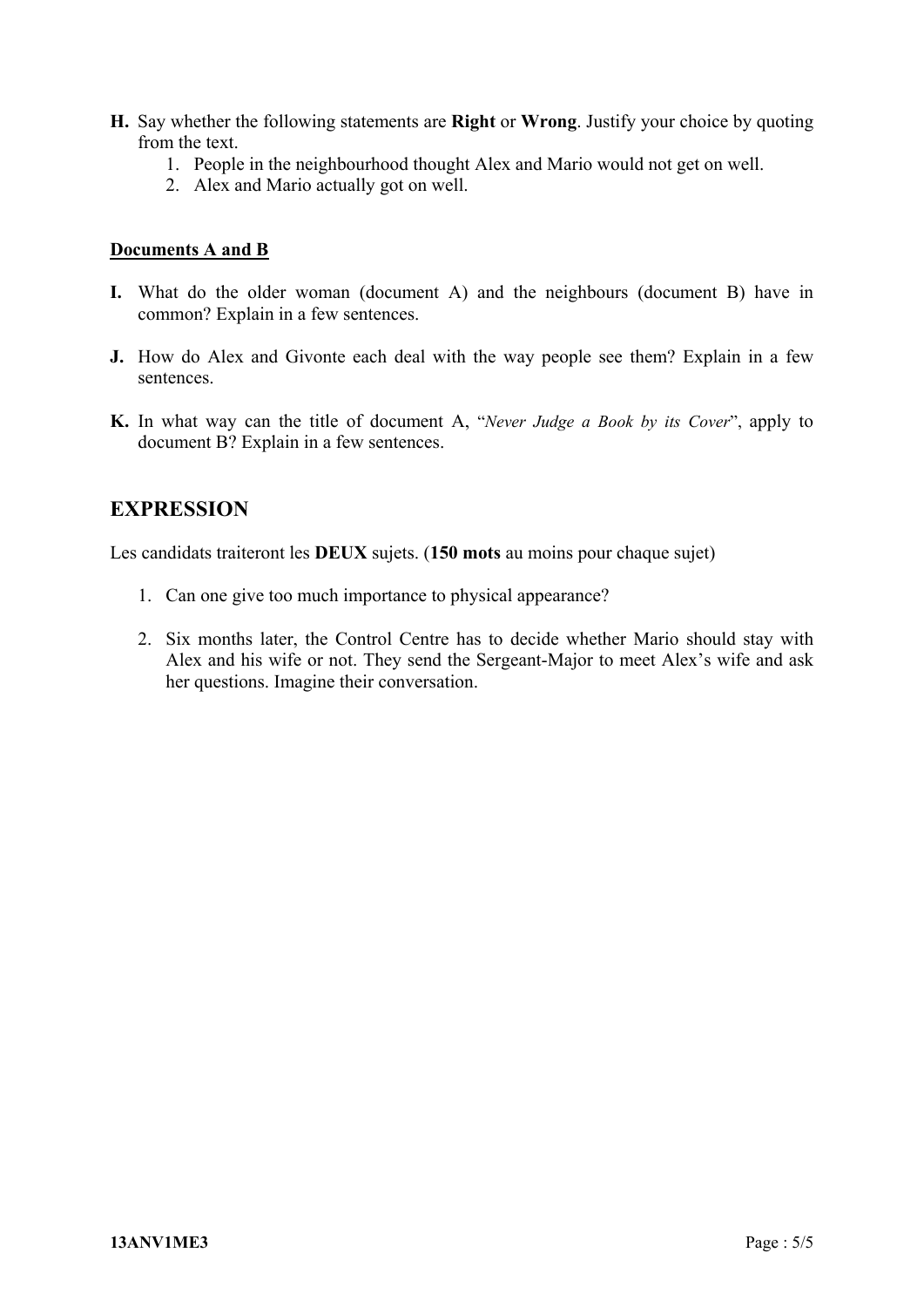**H.** Say whether the following statements are **Right** or **Wrong**. Justify your choice by quoting from the text.

1. People in the neighbourhood thought Alex and Mario would not get on well.
2. Alex and Mario actually got on well.

**Documents A and B**

**I.** What do the older woman (document A) and the neighbours (document B) have in common? Explain in a few sentences.

**J.** How do Alex and Givonte each deal with the way people see them? Explain in a few sentences.

**K.** In what way can the title of document A, "*Never Judge a Book by its Cover*", apply to document B? Explain in a few sentences.

## EXPRESSION

Les candidats traiteront les **DEUX** sujets. (**150 mots** au moins pour chaque sujet)

1. Can one give too much importance to physical appearance?
2. Six months later, the Control Centre has to decide whether Mario should stay with Alex and his wife or not. They send the Sergeant-Major to meet Alex's wife and ask her questions. Imagine their conversation.